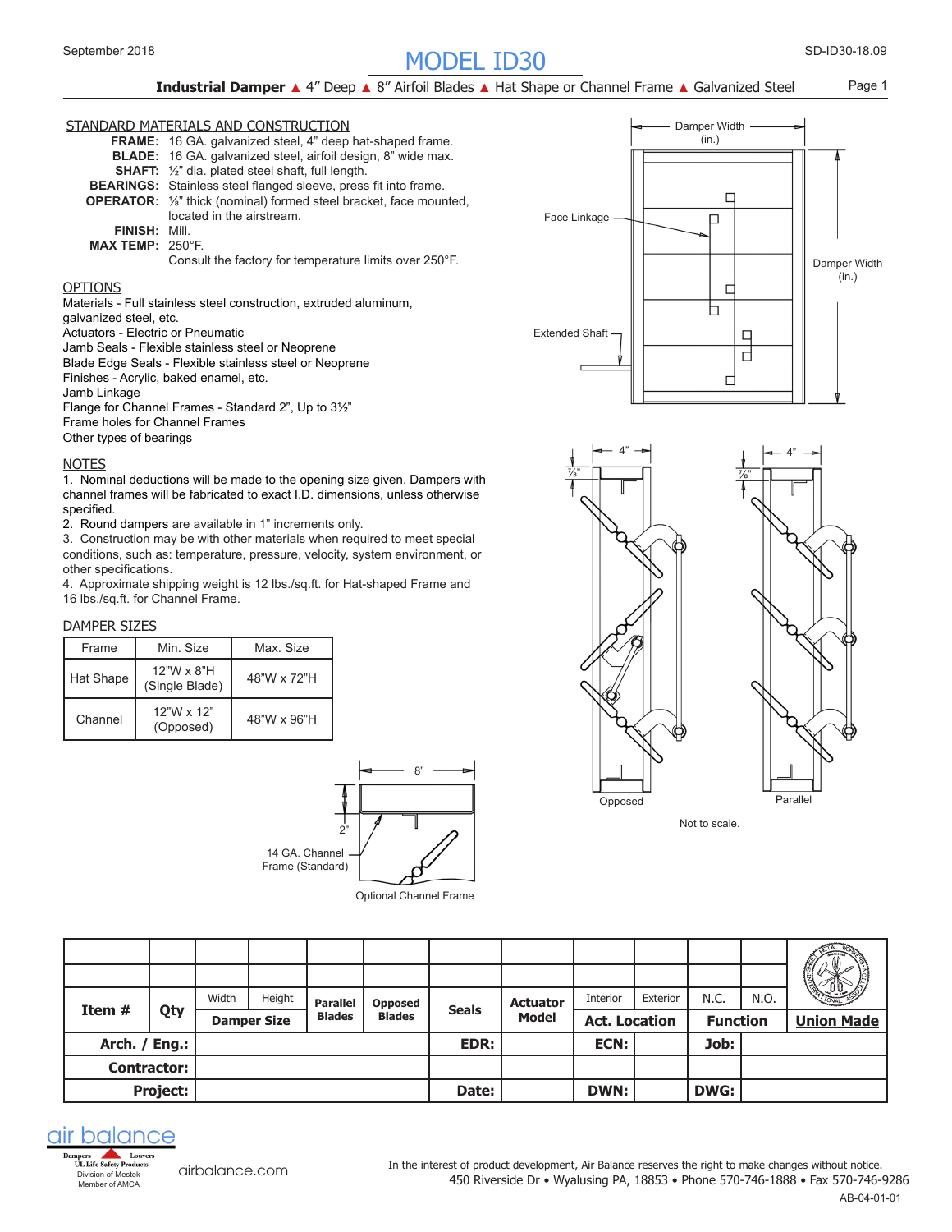September 2018

# MODEL ID30

SD-ID30-18.09

**Industrial Damper** ▲ 4" Deep ▲ 8" Airfoil Blades ▲ Hat Shape or Channel Frame ▲ Galvanized Steel

## STANDARD MATERIALS AND CONSTRUCTION

**FRAME:** 16 GA. galvanized steel, 4" deep hat-shaped frame.
**BLADE:** 16 GA. galvanized steel, airfoil design, 8" wide max.
**SHAFT:** ½" dia. plated steel shaft, full length.
**BEARINGS:** Stainless steel flanged sleeve, press fit into frame.
**OPERATOR:** ⅛" thick (nominal) formed steel bracket, face mounted, located in the airstream.
**FINISH:** Mill.
**MAX TEMP:** 250°F.
Consult the factory for temperature limits over 250°F.

## OPTIONS

Materials - Full stainless steel construction, extruded aluminum, galvanized steel, etc.
Actuators - Electric or Pneumatic
Jamb Seals - Flexible stainless steel or Neoprene
Blade Edge Seals - Flexible stainless steel or Neoprene
Finishes - Acrylic, baked enamel, etc.
Jamb Linkage
Flange for Channel Frames - Standard 2", Up to 3½"
Frame holes for Channel Frames
Other types of bearings

## NOTES

1. Nominal deductions will be made to the opening size given. Dampers with channel frames will be fabricated to exact I.D. dimensions, unless otherwise specified.
2. Round dampers are available in 1" increments only.
3. Construction may be with other materials when required to meet special conditions, such as: temperature, pressure, velocity, system environment, or other specifications.
4. Approximate shipping weight is 12 lbs./sq.ft. for Hat-shaped Frame and 16 lbs./sq.ft. for Channel Frame.

## DAMPER SIZES

| Frame | Min. Size | Max. Size |
|---|---|---|
| Hat Shape | 12"W x 8"H (Single Blade) | 48"W x 72"H |
| Channel | 12"W x 12" (Opposed) | 48"W x 96"H |

Damper Width (in.)
Face Linkage
Extended Shaft
Damper Width (in.)

4" 4"
⅞" ⅞"
Opposed
Parallel
Not to scale.

8"
2"
14 GA. Channel Frame (Standard)
Optional Channel Frame

| Item # | Qty | Width | Height | Parallel Blades | Opposed Blades | Seals | Actuator Model | Interior | Exterior | N.C. | N.O. | Union Made |
|---|---|---|---|---|---|---|---|---|---|---|---|---|
| | | Damper Size | | | | | | Act. Location | | Function | | |
| **Arch. / Eng.:** | | | | | | **EDR:** | | **ECN:** | | **Job:** | | |
| **Contractor:** | | | | | | | | | | | | |
| **Project:** | | | | | | **Date:** | | **DWN:** | | **DWG:** | | |

air balance
Dampers · Louvers
UL Life Safety Products
Division of Mestek
Member of AMCA

airbalance.com

In the interest of product development, Air Balance reserves the right to make changes without notice.
450 Riverside Dr • Wyalusing PA, 18853 • Phone 570-746-1888 • Fax 570-746-9286

AB-04-01-01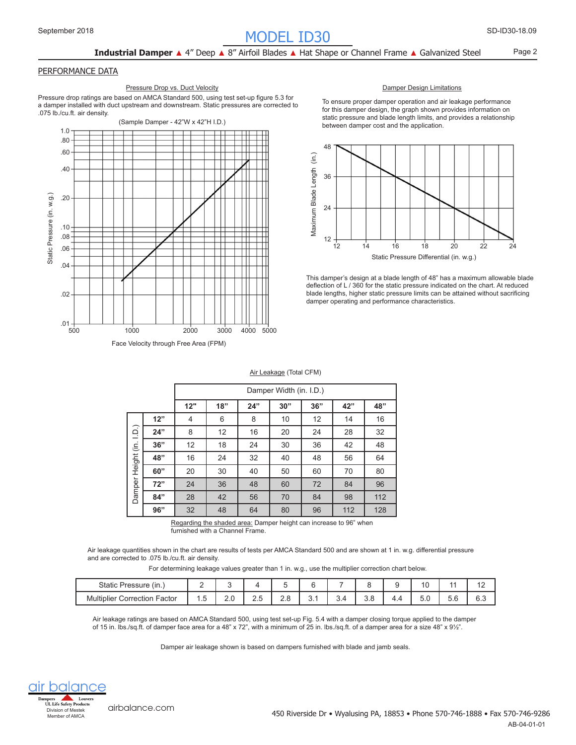# MODEL ID30

**Industrial Damper** ▲ 4" Deep ▲ 8" Airfoil Blades ▲ Hat Shape or Channel Frame ▲ Galvanized Steel

## PERFORMANCE DATA

### Pressure Drop vs. Duct Velocity

Pressure drop ratings are based on AMCA Standard 500, using test set-up figure 5.3 for a damper installed with duct upstream and downstream. Static pressures are corrected to .075 lb./cu.ft. air density.

(Sample Damper - 42"W x 42"H I.D.)

Static Pressure (in. w.g.)

1.0
.80
.60
.40
.20
.10
.08
.06
.04
.02
.01

500 1000 2000 3000 4000 5000

Face Velocity through Free Area (FPM)

### Damper Design Limitations

To ensure proper damper operation and air leakage performance for this damper design, the graph shown provides information on static pressure and blade length limits, and provides a relationship between damper cost and the application.

Maximum Blade Length (in.)

48
36
24
12

12 14 16 18 20 22 24

Static Pressure Differential (in. w.g.)

This damper's design at a blade length of 48" has a maximum allowable blade deflection of L / 360 for the static pressure indicated on the chart. At reduced blade lengths, higher static pressure limits can be attained without sacrificing damper operating and performance characteristics.

### Air Leakage (Total CFM)

| Damper Height (in. I.D.) | Damper Width (in. I.D.) 12" | 18" | 24" | 30" | 36" | 42" | 48" |
|---|---|---|---|---|---|---|---|
| 12" | 4 | 6 | 8 | 10 | 12 | 14 | 16 |
| 24" | 8 | 12 | 16 | 20 | 24 | 28 | 32 |
| 36" | 12 | 18 | 24 | 30 | 36 | 42 | 48 |
| 48" | 16 | 24 | 32 | 40 | 48 | 56 | 64 |
| 60" | 20 | 30 | 40 | 50 | 60 | 70 | 80 |
| 72" | 24 | 36 | 48 | 60 | 72 | 84 | 96 |
| 84" | 28 | 42 | 56 | 70 | 84 | 98 | 112 |
| 96" | 32 | 48 | 64 | 80 | 96 | 112 | 128 |

Regarding the shaded area: Damper height can increase to 96" when furnished with a Channel Frame.

Air leakage quantities shown in the chart are results of tests per AMCA Standard 500 and are shown at 1 in. w.g. differential pressure and are corrected to .075 lb./cu.ft. air density.

For determining leakage values greater than 1 in. w.g., use the multiplier correction chart below.

| Static Pressure (in.) | 2 | 3 | 4 | 5 | 6 | 7 | 8 | 9 | 10 | 11 | 12 |
|---|---|---|---|---|---|---|---|---|---|---|---|
| Multiplier Correction Factor | 1.5 | 2.0 | 2.5 | 2.8 | 3.1 | 3.4 | 3.8 | 4.4 | 5.0 | 5.6 | 6.3 |

Air leakage ratings are based on AMCA Standard 500, using test set-up Fig. 5.4 with a damper closing torque applied to the damper of 15 in. lbs./sq.ft. of damper face area for a 48" x 72", with a minimum of 25 in. lbs./sq.ft. of a damper area for a size 48" x 9½".

Damper air leakage shown is based on dampers furnished with blade and jamb seals.

air balance
Dampers Louvers
UL Life Safety Products
Division of Mestek
Member of AMCA

airbalance.com

450 Riverside Dr • Wyalusing PA, 18853 • Phone 570-746-1888 • Fax 570-746-9286

AB-04-01-01